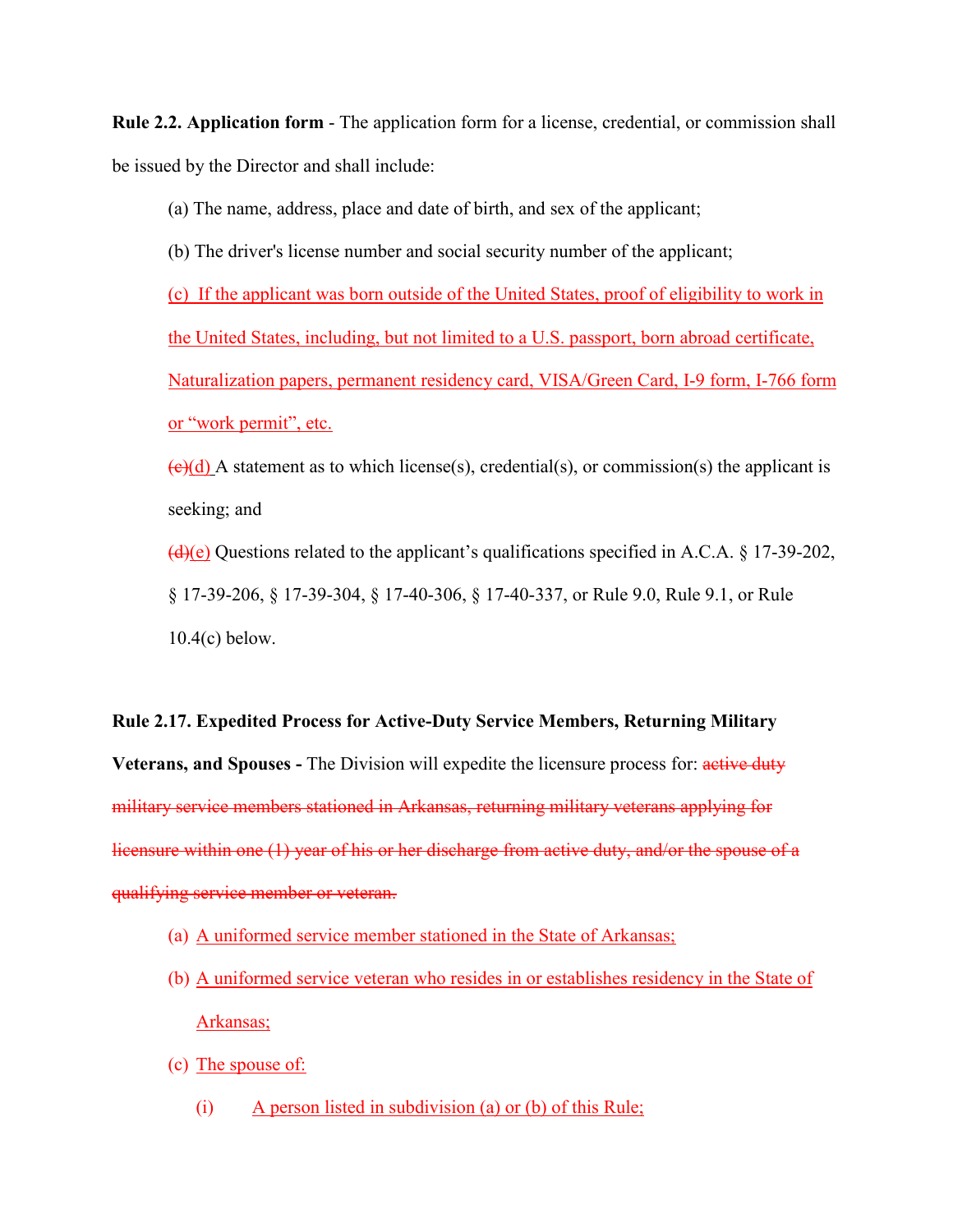**Rule 2.2. Application form** - The application form for a license, credential, or commission shall be issued by the Director and shall include:

(a) The name, address, place and date of birth, and sex of the applicant;

(b) The driver's license number and social security number of the applicant;

<ins>(c) If the applicant was born outside of the United States, proof of eligibility to work in the United States, including, but not limited to a U.S. passport, born abroad certificate, Naturalization papers, permanent residency card, VISA/Green Card, I-9 form, I-766 form or "work permit", etc.</ins>

~~(c)~~<ins>(d)</ins> A statement as to which license(s), credential(s), or commission(s) the applicant is seeking; and

~~(d)~~<ins>(e)</ins> Questions related to the applicant's qualifications specified in A.C.A. § 17-39-202, § 17-39-206, § 17-39-304, § 17-40-306, § 17-40-337, or Rule 9.0, Rule 9.1, or Rule 10.4(c) below.

**Rule 2.17. Expedited Process for Active-Duty Service Members, Returning Military Veterans, and Spouses -** The Division will expedite the licensure process for: ~~active duty military service members stationed in Arkansas, returning military veterans applying for licensure within one (1) year of his or her discharge from active duty, and/or the spouse of a qualifying service member or veteran.~~

(a) <ins>A uniformed service member stationed in the State of Arkansas;</ins>

(b) <ins>A uniformed service veteran who resides in or establishes residency in the State of Arkansas;</ins>

(c) <ins>The spouse of:</ins>

   (i) <ins>A person listed in subdivision (a) or (b) of this Rule;</ins>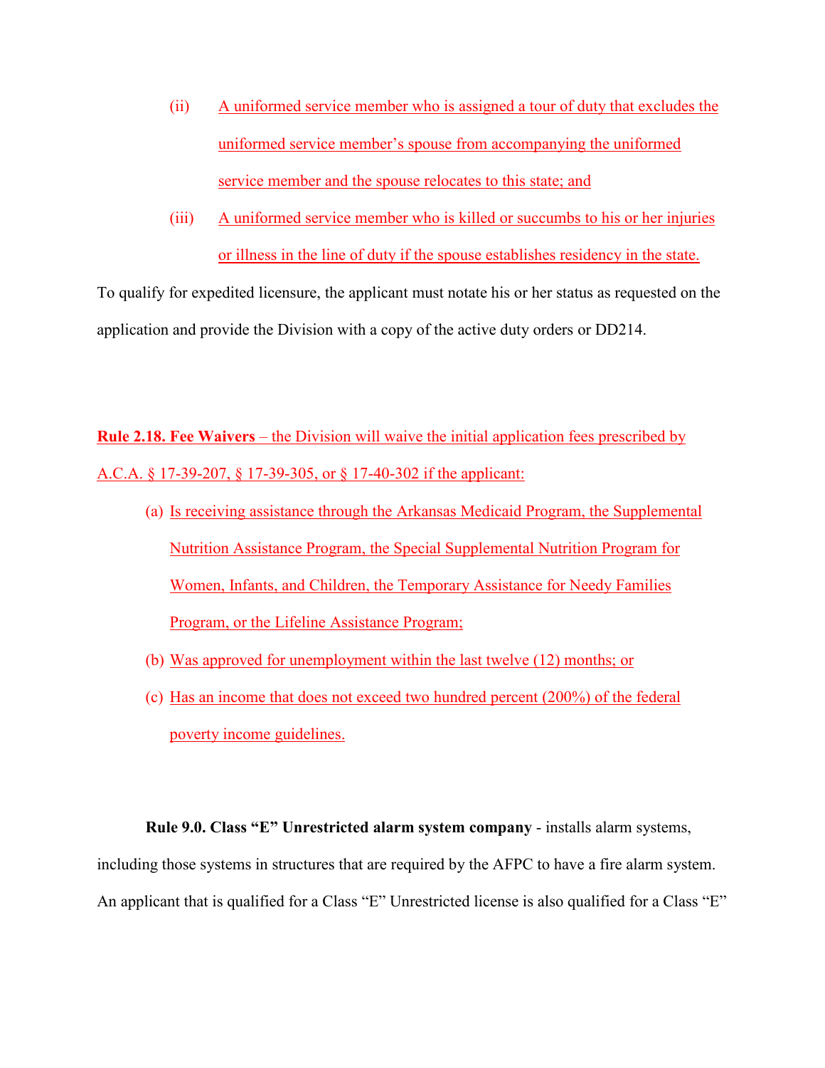(ii) A uniformed service member who is assigned a tour of duty that excludes the uniformed service member's spouse from accompanying the uniformed service member and the spouse relocates to this state; and

(iii) A uniformed service member who is killed or succumbs to his or her injuries or illness in the line of duty if the spouse establishes residency in the state.

To qualify for expedited licensure, the applicant must notate his or her status as requested on the application and provide the Division with a copy of the active duty orders or DD214.

**Rule 2.18. Fee Waivers** – the Division will waive the initial application fees prescribed by A.C.A. § 17-39-207, § 17-39-305, or § 17-40-302 if the applicant:

(a) Is receiving assistance through the Arkansas Medicaid Program, the Supplemental Nutrition Assistance Program, the Special Supplemental Nutrition Program for Women, Infants, and Children, the Temporary Assistance for Needy Families Program, or the Lifeline Assistance Program;

(b) Was approved for unemployment within the last twelve (12) months; or

(c) Has an income that does not exceed two hundred percent (200%) of the federal poverty income guidelines.

**Rule 9.0. Class "E" Unrestricted alarm system company** - installs alarm systems, including those systems in structures that are required by the AFPC to have a fire alarm system. An applicant that is qualified for a Class "E" Unrestricted license is also qualified for a Class "E"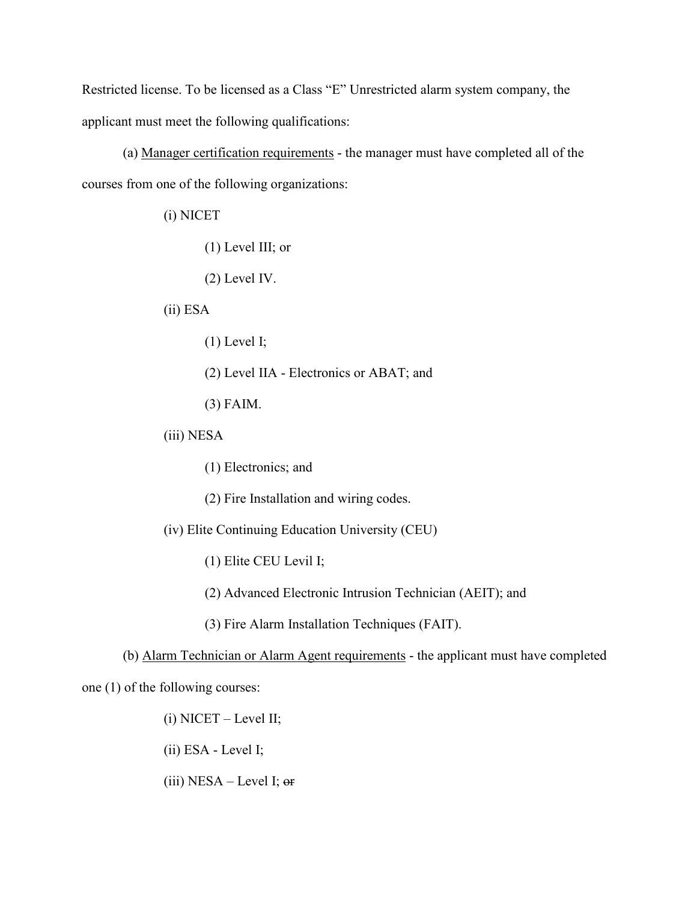Restricted license. To be licensed as a Class "E" Unrestricted alarm system company, the applicant must meet the following qualifications:

(a) <u>Manager certification requirements</u> - the manager must have completed all of the courses from one of the following organizations:

(i) NICET

(1) Level III; or

(2) Level IV.

(ii) ESA

(1) Level I;

(2) Level IIA - Electronics or ABAT; and

(3) FAIM.

(iii) NESA

(1) Electronics; and

(2) Fire Installation and wiring codes.

(iv) Elite Continuing Education University (CEU)

(1) Elite CEU Levil I;

(2) Advanced Electronic Intrusion Technician (AEIT); and

(3) Fire Alarm Installation Techniques (FAIT).

(b) <u>Alarm Technician or Alarm Agent requirements</u> - the applicant must have completed one (1) of the following courses:

(i) NICET – Level II;

(ii) ESA - Level I;

(iii) NESA – Level I; ~~or~~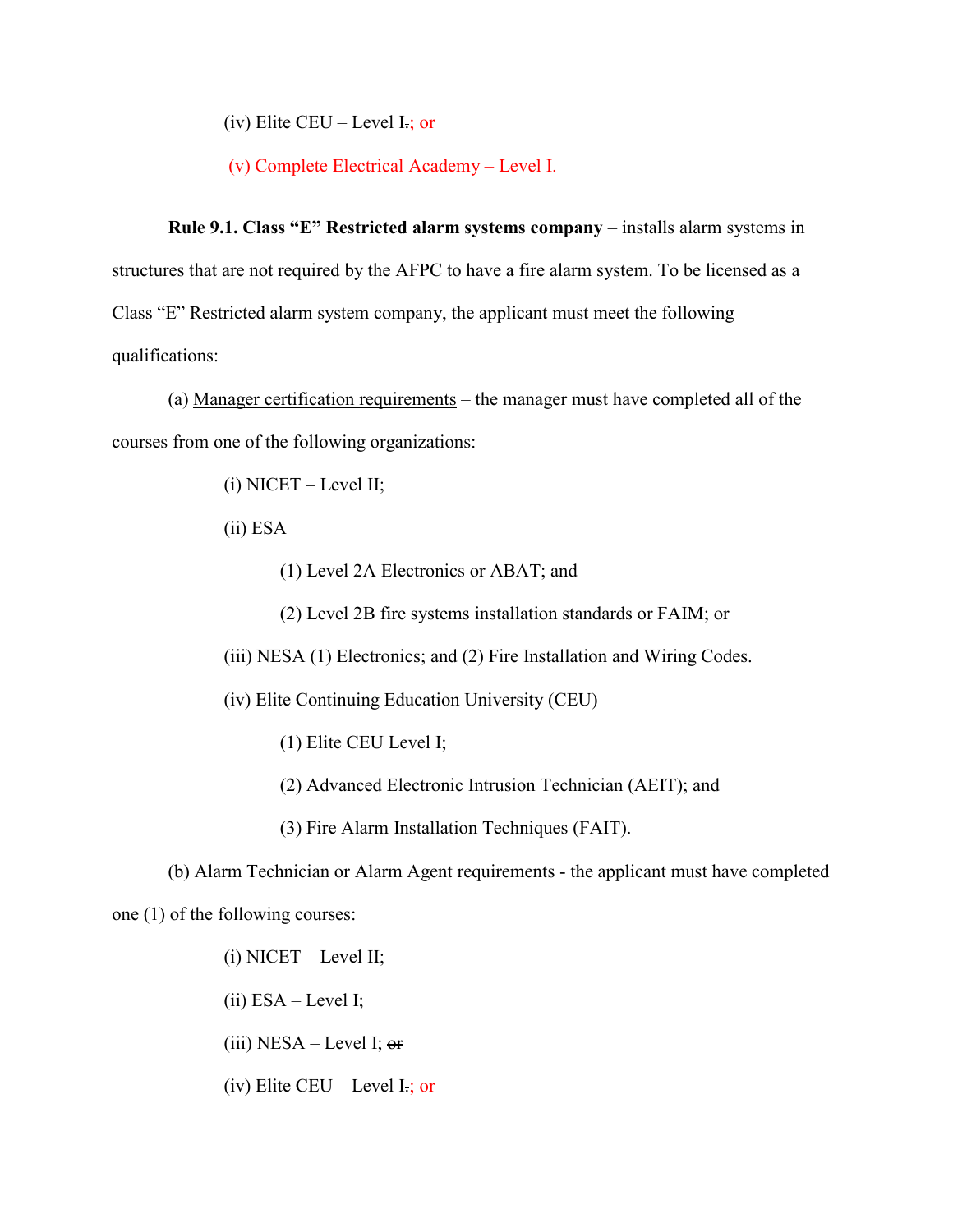(iv) Elite CEU – Level I~~.~~; or

(v) Complete Electrical Academy – Level I.

**Rule 9.1. Class "E" Restricted alarm systems company** – installs alarm systems in structures that are not required by the AFPC to have a fire alarm system. To be licensed as a Class "E" Restricted alarm system company, the applicant must meet the following qualifications:

(a) <u>Manager certification requirements</u> – the manager must have completed all of the courses from one of the following organizations:

(i) NICET – Level II;

(ii) ESA

(1) Level 2A Electronics or ABAT; and

(2) Level 2B fire systems installation standards or FAIM; or

(iii) NESA (1) Electronics; and (2) Fire Installation and Wiring Codes.

(iv) Elite Continuing Education University (CEU)

(1) Elite CEU Level I;

(2) Advanced Electronic Intrusion Technician (AEIT); and

(3) Fire Alarm Installation Techniques (FAIT).

(b) Alarm Technician or Alarm Agent requirements - the applicant must have completed one (1) of the following courses:

(i) NICET – Level II;

(ii) ESA – Level I;

(iii) NESA – Level I; ~~or~~

(iv) Elite CEU – Level I~~.~~; or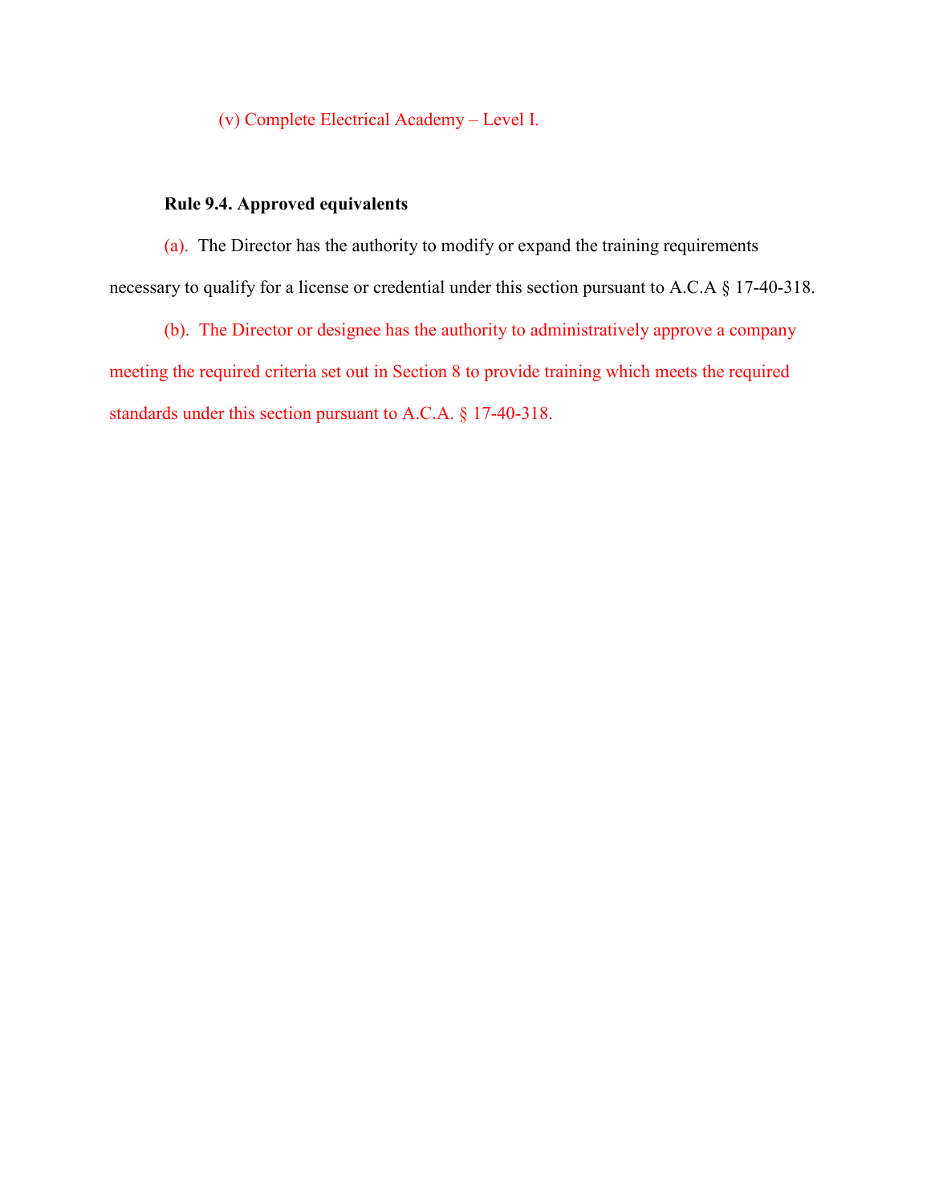(v) Complete Electrical Academy – Level I.

**Rule 9.4. Approved equivalents**

(a). The Director has the authority to modify or expand the training requirements necessary to qualify for a license or credential under this section pursuant to A.C.A § 17-40-318.

(b). The Director or designee has the authority to administratively approve a company meeting the required criteria set out in Section 8 to provide training which meets the required standards under this section pursuant to A.C.A. § 17-40-318.